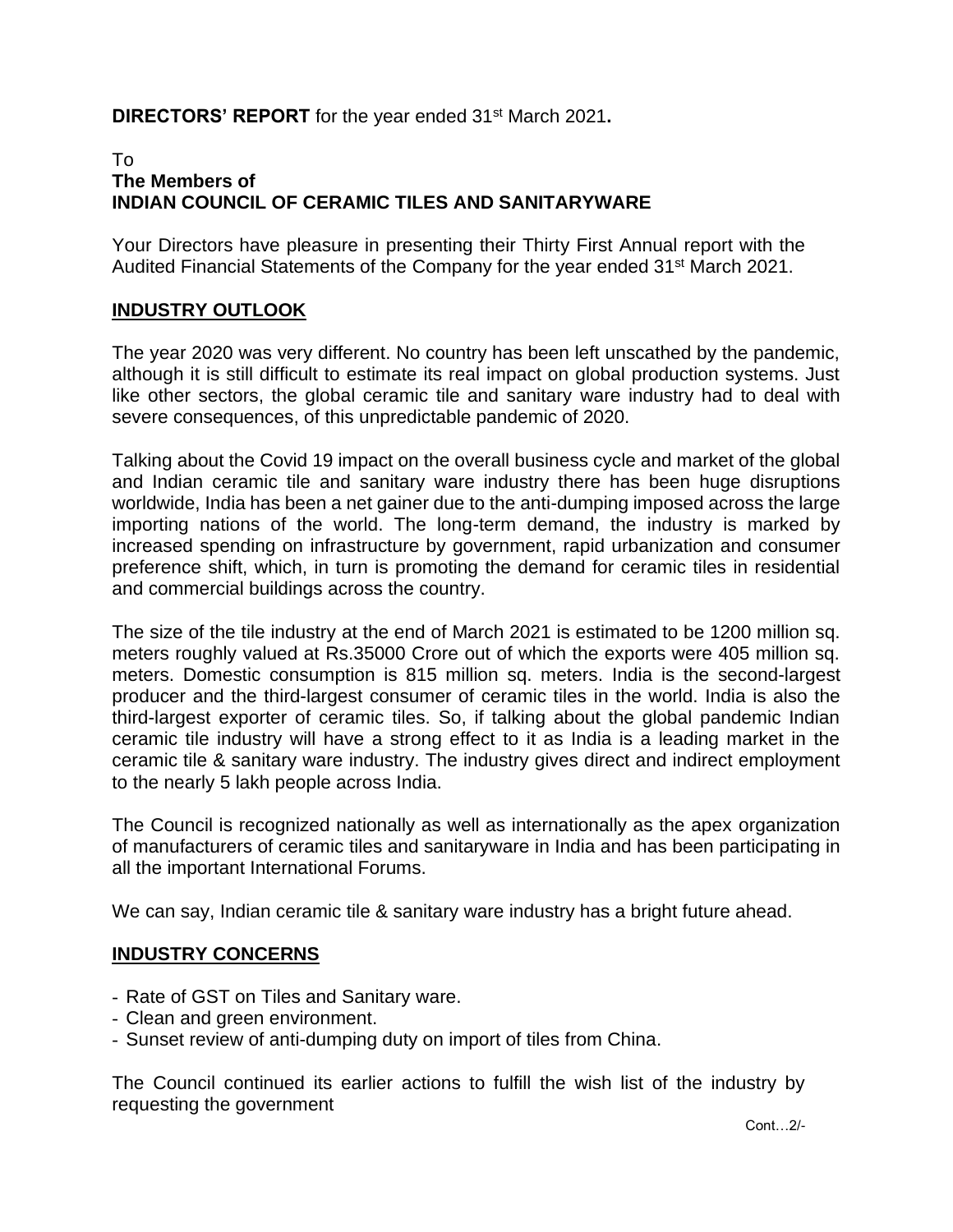**DIRECTORS' REPORT** for the year ended 31st March 2021**.**

To
**The Members of**
**INDIAN COUNCIL OF CERAMIC TILES AND SANITARYWARE**

Your Directors have pleasure in presenting their Thirty First Annual report with the Audited Financial Statements of the Company for the year ended 31st March 2021.

## INDUSTRY OUTLOOK

The year 2020 was very different. No country has been left unscathed by the pandemic, although it is still difficult to estimate its real impact on global production systems. Just like other sectors, the global ceramic tile and sanitary ware industry had to deal with severe consequences, of this unpredictable pandemic of 2020.

Talking about the Covid 19 impact on the overall business cycle and market of the global and Indian ceramic tile and sanitary ware industry there has been huge disruptions worldwide, India has been a net gainer due to the anti-dumping imposed across the large importing nations of the world. The long-term demand, the industry is marked by increased spending on infrastructure by government, rapid urbanization and consumer preference shift, which, in turn is promoting the demand for ceramic tiles in residential and commercial buildings across the country.

The size of the tile industry at the end of March 2021 is estimated to be 1200 million sq. meters roughly valued at Rs.35000 Crore out of which the exports were 405 million sq. meters. Domestic consumption is 815 million sq. meters. India is the second-largest producer and the third-largest consumer of ceramic tiles in the world. India is also the third-largest exporter of ceramic tiles. So, if talking about the global pandemic Indian ceramic tile industry will have a strong effect to it as India is a leading market in the ceramic tile & sanitary ware industry. The industry gives direct and indirect employment to the nearly 5 lakh people across India.

The Council is recognized nationally as well as internationally as the apex organization of manufacturers of ceramic tiles and sanitaryware in India and has been participating in all the important International Forums.

We can say, Indian ceramic tile & sanitary ware industry has a bright future ahead.

## INDUSTRY CONCERNS

- Rate of GST on Tiles and Sanitary ware.
- Clean and green environment.
- Sunset review of anti-dumping duty on import of tiles from China.

The Council continued its earlier actions to fulfill the wish list of the industry by requesting the government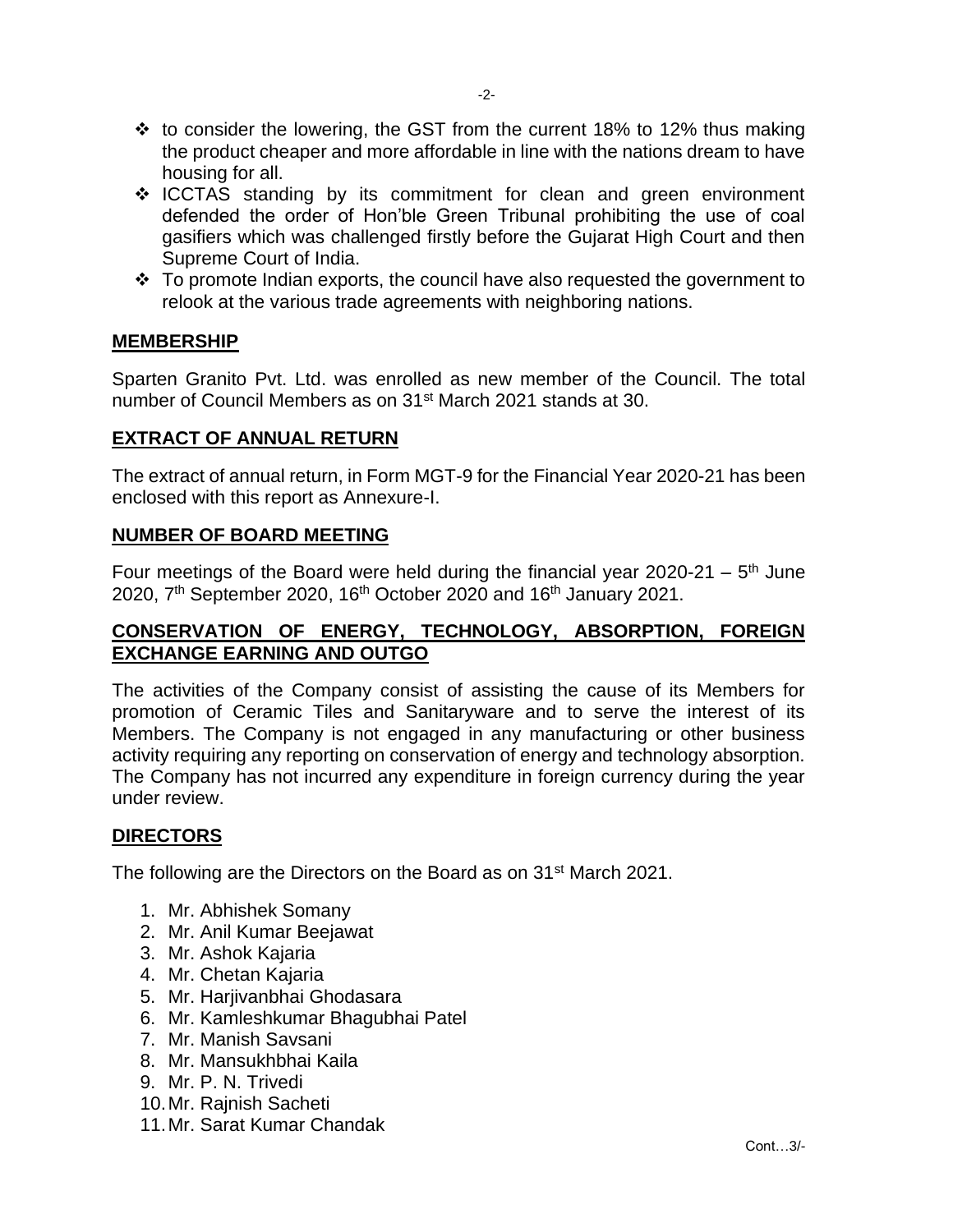- to consider the lowering, the GST from the current 18% to 12% thus making the product cheaper and more affordable in line with the nations dream to have housing for all.
- ICCTAS standing by its commitment for clean and green environment defended the order of Hon'ble Green Tribunal prohibiting the use of coal gasifiers which was challenged firstly before the Gujarat High Court and then Supreme Court of India.
- To promote Indian exports, the council have also requested the government to relook at the various trade agreements with neighboring nations.

## MEMBERSHIP

Sparten Granito Pvt. Ltd. was enrolled as new member of the Council. The total number of Council Members as on 31st March 2021 stands at 30.

## EXTRACT OF ANNUAL RETURN

The extract of annual return, in Form MGT-9 for the Financial Year 2020-21 has been enclosed with this report as Annexure-I.

## NUMBER OF BOARD MEETING

Four meetings of the Board were held during the financial year 2020-21 – 5th June 2020, 7th September 2020, 16th October 2020 and 16th January 2021.

## CONSERVATION OF ENERGY, TECHNOLOGY, ABSORPTION, FOREIGN EXCHANGE EARNING AND OUTGO

The activities of the Company consist of assisting the cause of its Members for promotion of Ceramic Tiles and Sanitaryware and to serve the interest of its Members. The Company is not engaged in any manufacturing or other business activity requiring any reporting on conservation of energy and technology absorption. The Company has not incurred any expenditure in foreign currency during the year under review.

## DIRECTORS

The following are the Directors on the Board as on 31st March 2021.

1. Mr. Abhishek Somany
2. Mr. Anil Kumar Beejawat
3. Mr. Ashok Kajaria
4. Mr. Chetan Kajaria
5. Mr. Harjivanbhai Ghodasara
6. Mr. Kamleshkumar Bhagubhai Patel
7. Mr. Manish Savsani
8. Mr. Mansukhbhai Kaila
9. Mr. P. N. Trivedi
10. Mr. Rajnish Sacheti
11. Mr. Sarat Kumar Chandak

Cont…3/-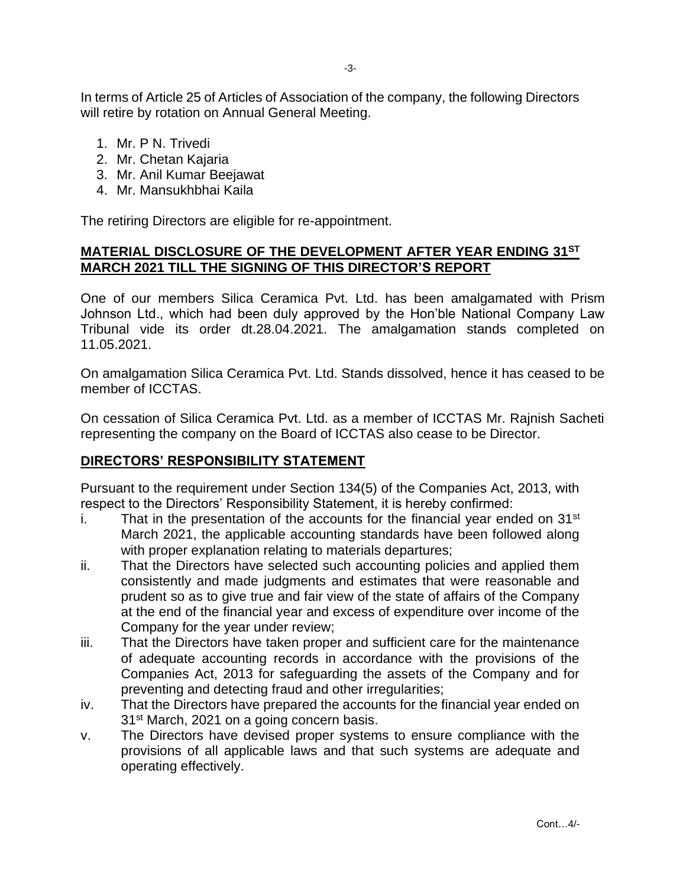In terms of Article 25 of Articles of Association of the company, the following Directors will retire by rotation on Annual General Meeting.

1. Mr. P N. Trivedi
2. Mr. Chetan Kajaria
3. Mr. Anil Kumar Beejawat
4. Mr. Mansukhbhai Kaila

The retiring Directors are eligible for re-appointment.

## MATERIAL DISCLOSURE OF THE DEVELOPMENT AFTER YEAR ENDING 31ST MARCH 2021 TILL THE SIGNING OF THIS DIRECTOR'S REPORT

One of our members Silica Ceramica Pvt. Ltd. has been amalgamated with Prism Johnson Ltd., which had been duly approved by the Hon'ble National Company Law Tribunal vide its order dt.28.04.2021. The amalgamation stands completed on 11.05.2021.

On amalgamation Silica Ceramica Pvt. Ltd. Stands dissolved, hence it has ceased to be member of ICCTAS.

On cessation of Silica Ceramica Pvt. Ltd. as a member of ICCTAS Mr. Rajnish Sacheti representing the company on the Board of ICCTAS also cease to be Director.

## DIRECTORS' RESPONSIBILITY STATEMENT

Pursuant to the requirement under Section 134(5) of the Companies Act, 2013, with respect to the Directors' Responsibility Statement, it is hereby confirmed:

i. That in the presentation of the accounts for the financial year ended on 31st March 2021, the applicable accounting standards have been followed along with proper explanation relating to materials departures;

ii. That the Directors have selected such accounting policies and applied them consistently and made judgments and estimates that were reasonable and prudent so as to give true and fair view of the state of affairs of the Company at the end of the financial year and excess of expenditure over income of the Company for the year under review;

iii. That the Directors have taken proper and sufficient care for the maintenance of adequate accounting records in accordance with the provisions of the Companies Act, 2013 for safeguarding the assets of the Company and for preventing and detecting fraud and other irregularities;

iv. That the Directors have prepared the accounts for the financial year ended on 31st March, 2021 on a going concern basis.

v. The Directors have devised proper systems to ensure compliance with the provisions of all applicable laws and that such systems are adequate and operating effectively.

Cont…4/-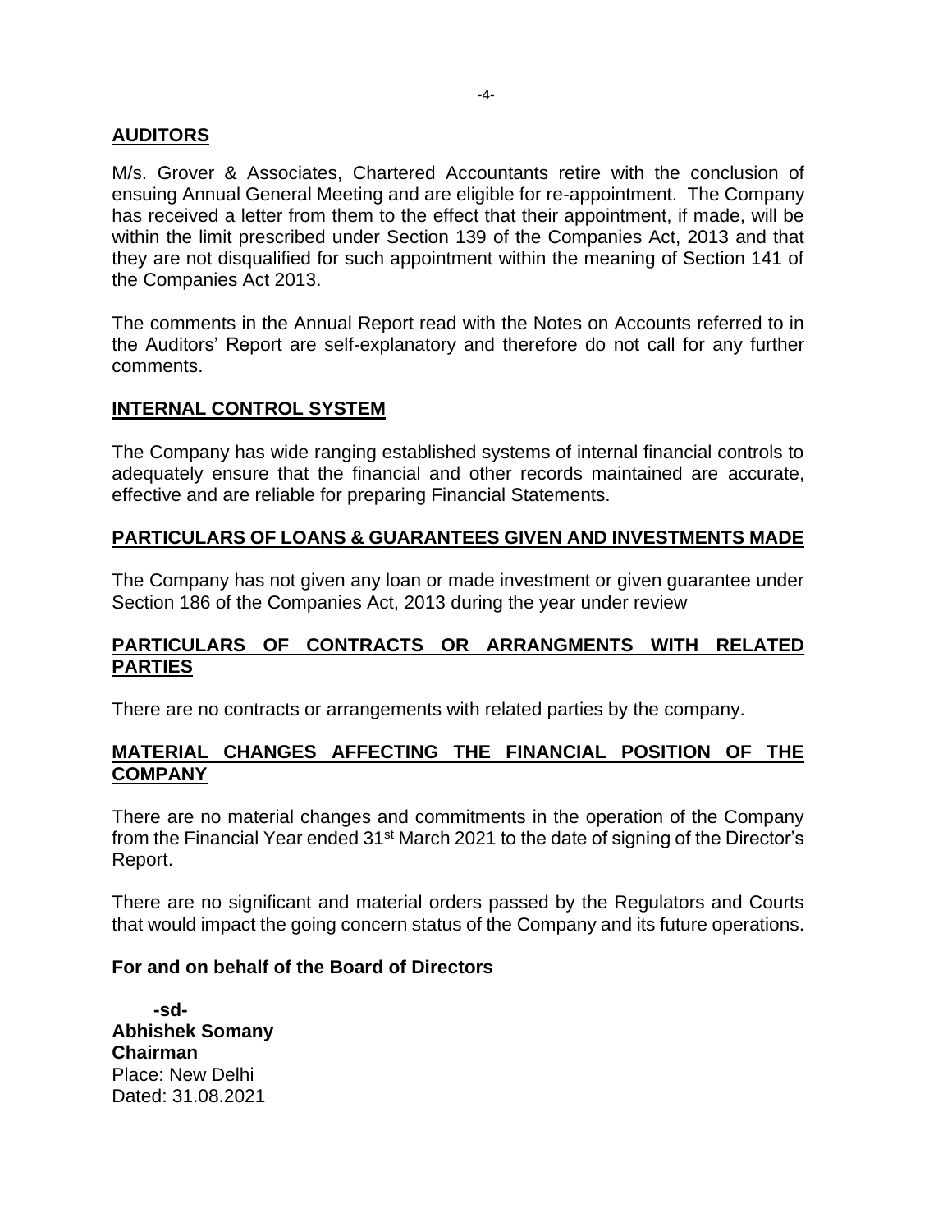## AUDITORS

M/s. Grover & Associates, Chartered Accountants retire with the conclusion of ensuing Annual General Meeting and are eligible for re-appointment. The Company has received a letter from them to the effect that their appointment, if made, will be within the limit prescribed under Section 139 of the Companies Act, 2013 and that they are not disqualified for such appointment within the meaning of Section 141 of the Companies Act 2013.

The comments in the Annual Report read with the Notes on Accounts referred to in the Auditors' Report are self-explanatory and therefore do not call for any further comments.

## INTERNAL CONTROL SYSTEM

The Company has wide ranging established systems of internal financial controls to adequately ensure that the financial and other records maintained are accurate, effective and are reliable for preparing Financial Statements.

## PARTICULARS OF LOANS & GUARANTEES GIVEN AND INVESTMENTS MADE

The Company has not given any loan or made investment or given guarantee under Section 186 of the Companies Act, 2013 during the year under review

## PARTICULARS OF CONTRACTS OR ARRANGMENTS WITH RELATED PARTIES

There are no contracts or arrangements with related parties by the company.

## MATERIAL CHANGES AFFECTING THE FINANCIAL POSITION OF THE COMPANY

There are no material changes and commitments in the operation of the Company from the Financial Year ended 31st March 2021 to the date of signing of the Director's Report.

There are no significant and material orders passed by the Regulators and Courts that would impact the going concern status of the Company and its future operations.

**For and on behalf of the Board of Directors**

**-sd-**
**Abhishek Somany**
**Chairman**
Place: New Delhi
Dated: 31.08.2021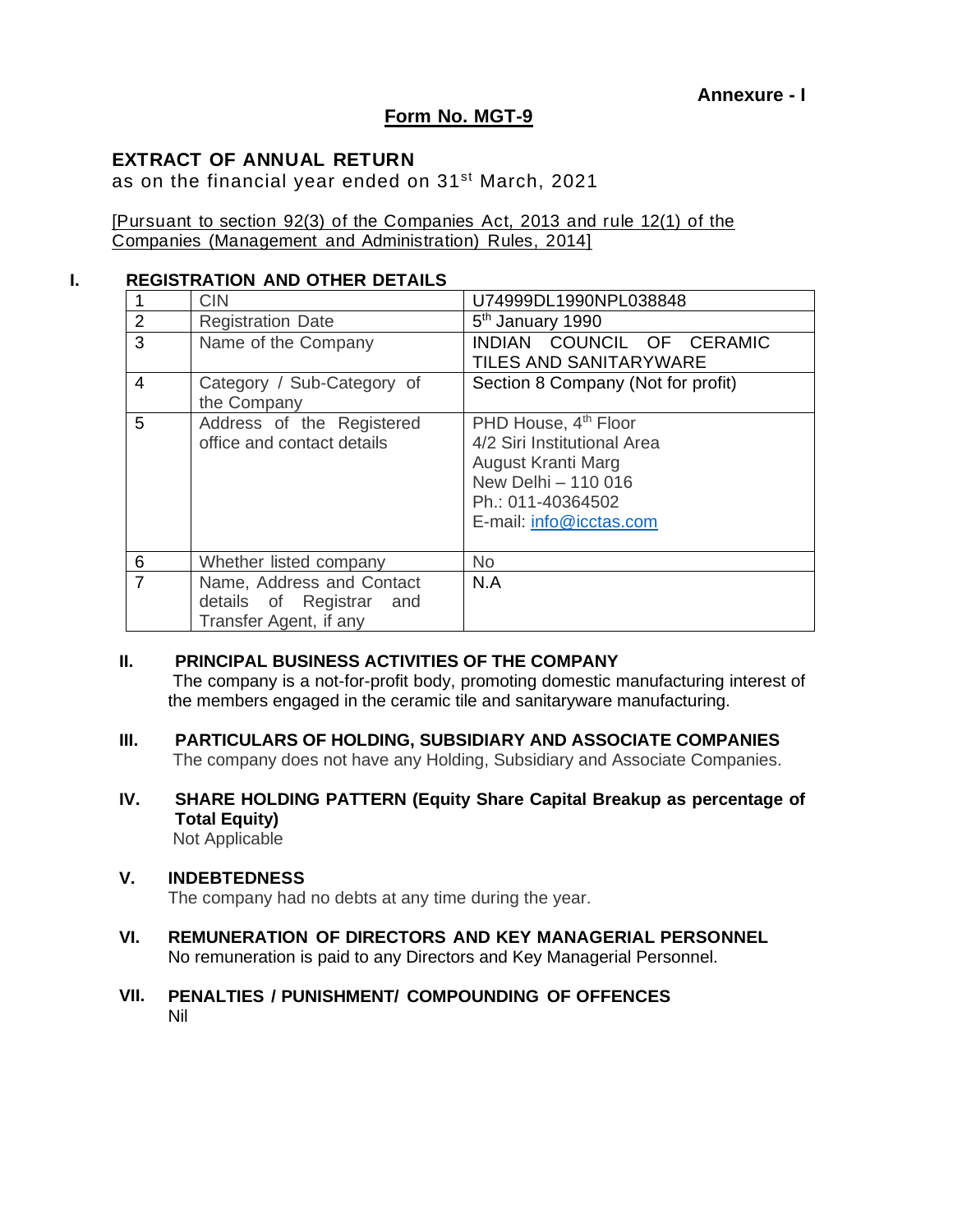**Annexure - I**

## Form No. MGT-9

### EXTRACT OF ANNUAL RETURN

as on the financial year ended on 31st March, 2021

[Pursuant to section 92(3) of the Companies Act, 2013 and rule 12(1) of the Companies (Management and Administration) Rules, 2014]

### I. REGISTRATION AND OTHER DETAILS

| | | |
|---|---|---|
| 1 | CIN | U74999DL1990NPL038848 |
| 2 | Registration Date | 5th January 1990 |
| 3 | Name of the Company | INDIAN COUNCIL OF CERAMIC TILES AND SANITARYWARE |
| 4 | Category / Sub-Category of the Company | Section 8 Company (Not for profit) |
| 5 | Address of the Registered office and contact details | PHD House, 4th Floor<br>4/2 Siri Institutional Area<br>August Kranti Marg<br>New Delhi – 110 016<br>Ph.: 011-40364502<br>E-mail: info@icctas.com |
| 6 | Whether listed company | No |
| 7 | Name, Address and Contact details of Registrar and Transfer Agent, if any | N.A |

### II. PRINCIPAL BUSINESS ACTIVITIES OF THE COMPANY

The company is a not-for-profit body, promoting domestic manufacturing interest of the members engaged in the ceramic tile and sanitaryware manufacturing.

### III. PARTICULARS OF HOLDING, SUBSIDIARY AND ASSOCIATE COMPANIES

The company does not have any Holding, Subsidiary and Associate Companies.

### IV. SHARE HOLDING PATTERN (Equity Share Capital Breakup as percentage of Total Equity)

Not Applicable

### V. INDEBTEDNESS

The company had no debts at any time during the year.

### VI. REMUNERATION OF DIRECTORS AND KEY MANAGERIAL PERSONNEL

No remuneration is paid to any Directors and Key Managerial Personnel.

### VII. PENALTIES / PUNISHMENT/ COMPOUNDING OF OFFENCES

Nil